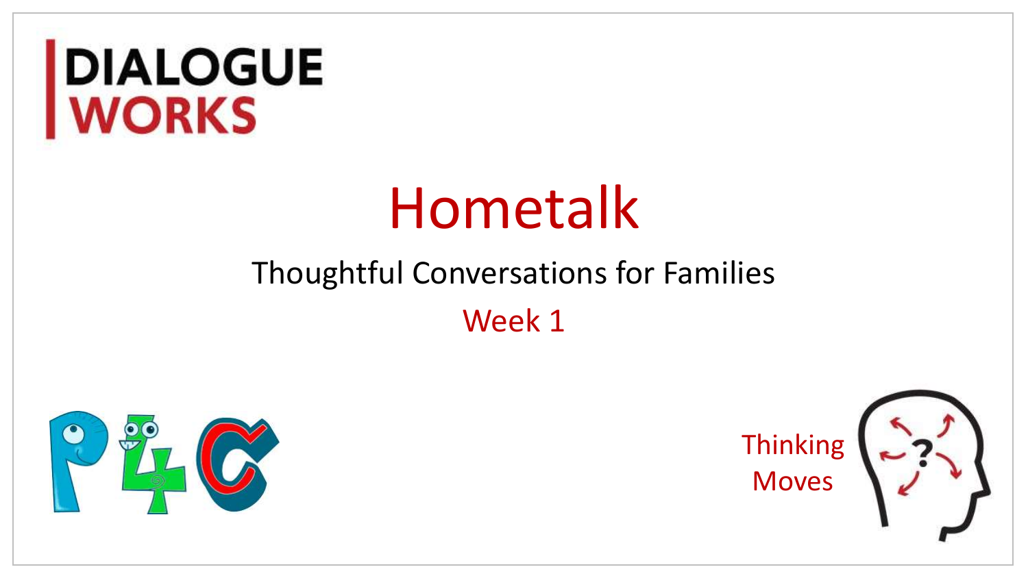DIALOGUE WORKS

# Hometalk

## Thoughtful Conversations for Families

Week 1

Thinking Moves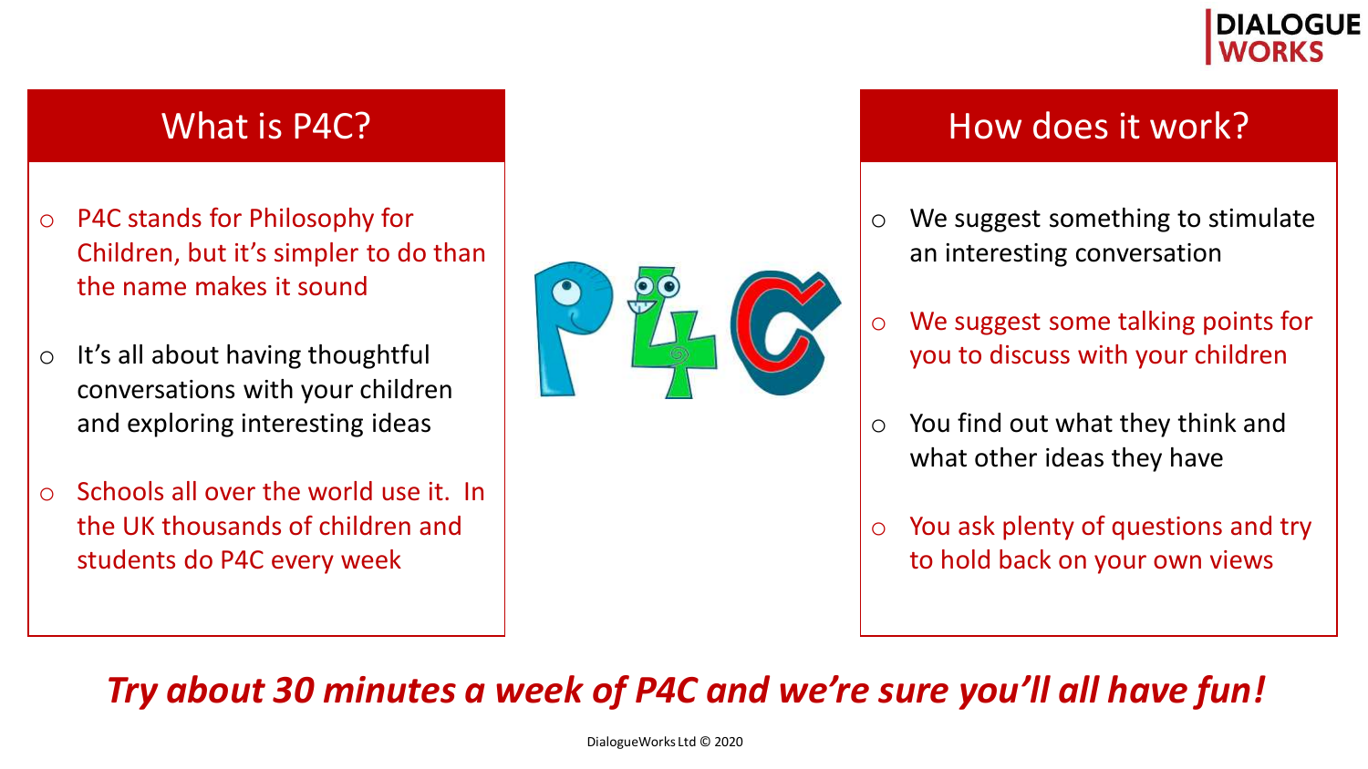## What is P4C?

- P4C stands for Philosophy for Children, but it's simpler to do than the name makes it sound
- It's all about having thoughtful conversations with your children and exploring interesting ideas
- Schools all over the world use it. In the UK thousands of children and students do P4C every week

## How does it work?

- We suggest something to stimulate an interesting conversation
- We suggest some talking points for you to discuss with your children
- You find out what they think and what other ideas they have
- You ask plenty of questions and try to hold back on your own views

***Try about 30 minutes a week of P4C and we're sure you'll all have fun!***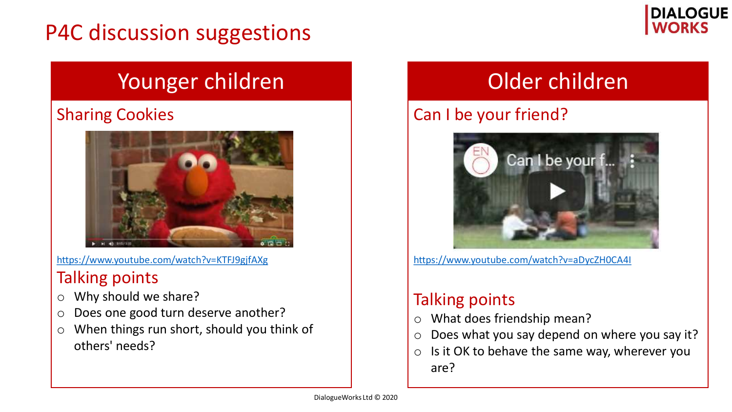# P4C discussion suggestions

## Younger children

### Sharing Cookies

https://www.youtube.com/watch?v=KTFJ9gjfAXg

### Talking points

- Why should we share?
- Does one good turn deserve another?
- When things run short, should you think of others' needs?

## Older children

### Can I be your friend?

https://www.youtube.com/watch?v=aDycZH0CA4I

### Talking points

- What does friendship mean?
- Does what you say depend on where you say it?
- Is it OK to behave the same way, wherever you are?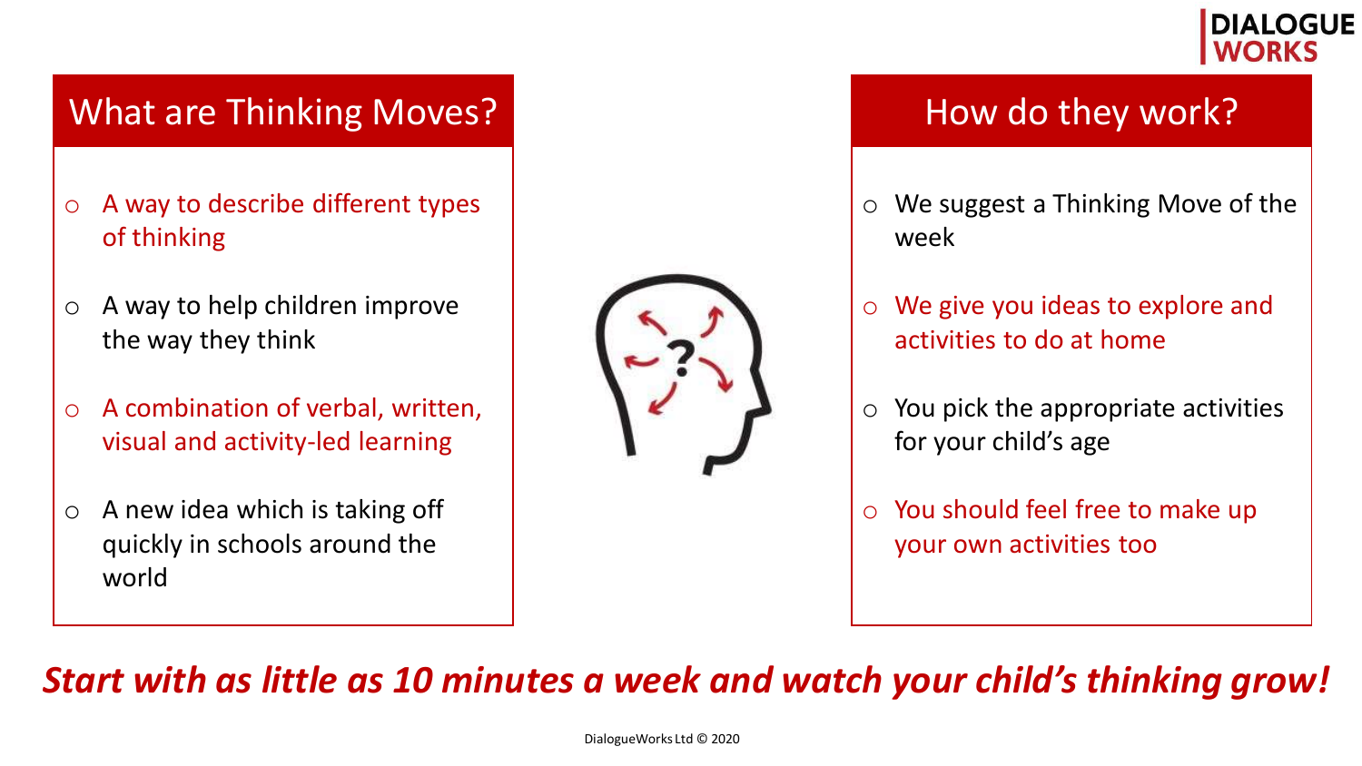## What are Thinking Moves?

- A way to describe different types of thinking
- A way to help children improve the way they think
- A combination of verbal, written, visual and activity-led learning
- A new idea which is taking off quickly in schools around the world

## How do they work?

- We suggest a Thinking Move of the week
- We give you ideas to explore and activities to do at home
- You pick the appropriate activities for your child's age
- You should feel free to make up your own activities too

***Start with as little as 10 minutes a week and watch your child's thinking grow!***

DialogueWorks Ltd © 2020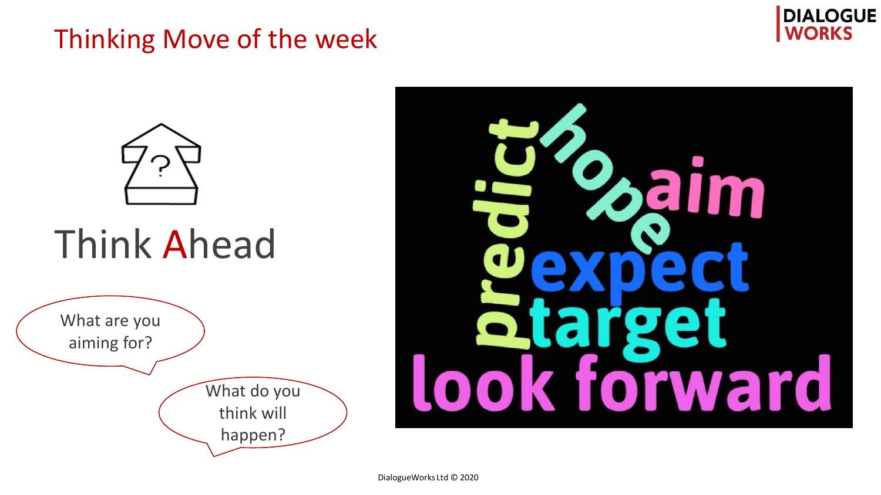# Thinking Move of the week

## Think Ahead

What are you aiming for?

What do you think will happen?

predict

hope

aim

expect

target

look forward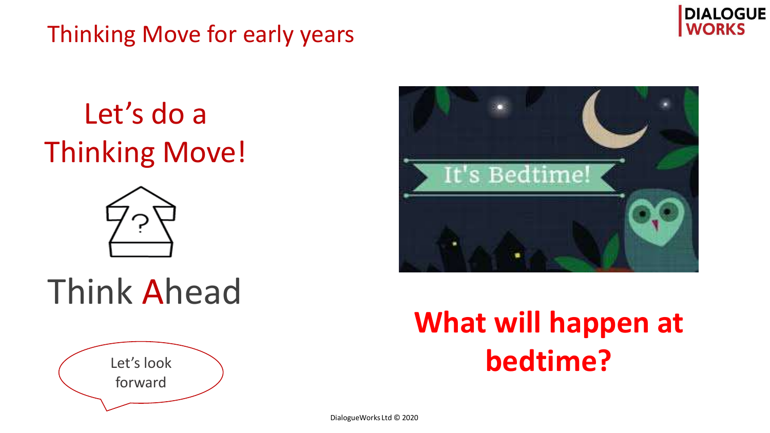# Thinking Move for early years

## Let's do a Thinking Move!

## Think Ahead

Let's look forward

## What will happen at bedtime?

DialogueWorks Ltd © 2020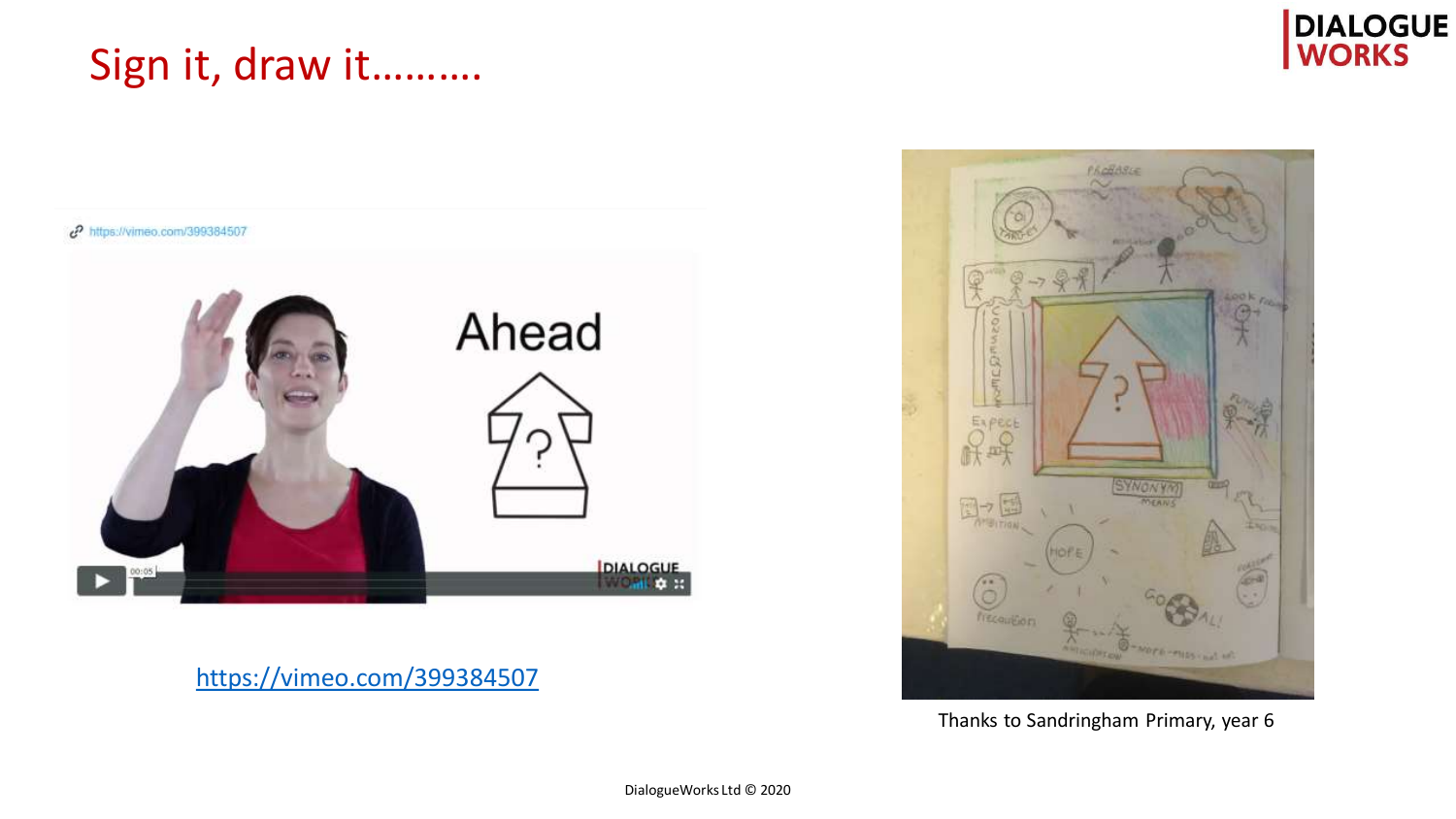# Sign it, draw it.........

https://vimeo.com/399384507

Thanks to Sandringham Primary, year 6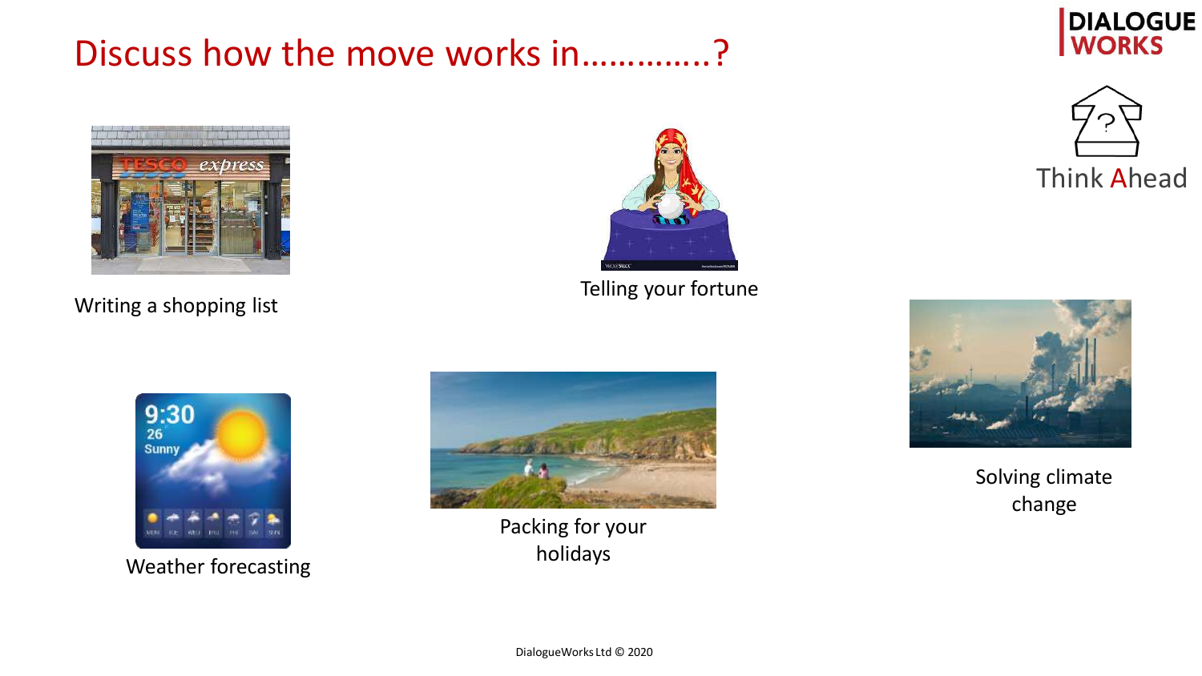# Discuss how the move works in…………..?

Think Ahead

Writing a shopping list

Telling your fortune

Weather forecasting

Packing for your holidays

Solving climate change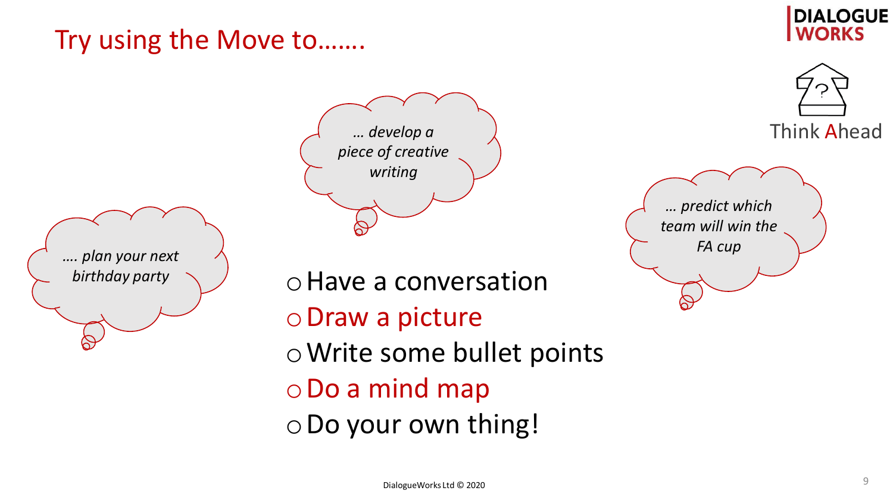# Try using the Move to…….

DIALOGUE WORKS

Think Ahead

*… develop a piece of creative writing*

*…. plan your next birthday party*

*… predict which team will win the FA cup*

- Have a conversation
- Draw a picture
- Write some bullet points
- Do a mind map
- Do your own thing!

DialogueWorks Ltd © 2020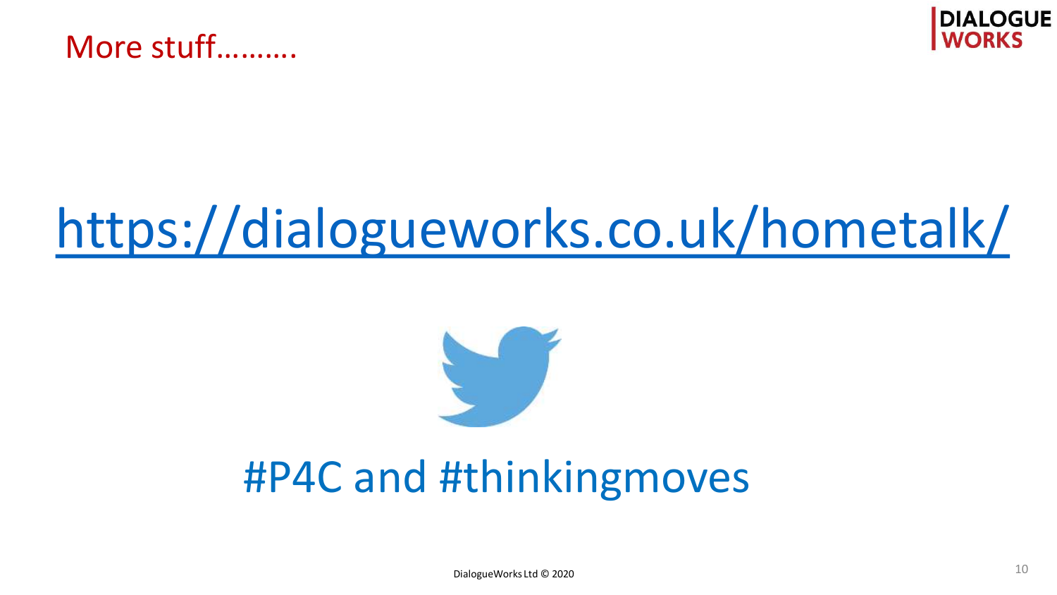# More stuff……….

https://dialogueworks.co.uk/hometalk/

#P4C and #thinkingmoves